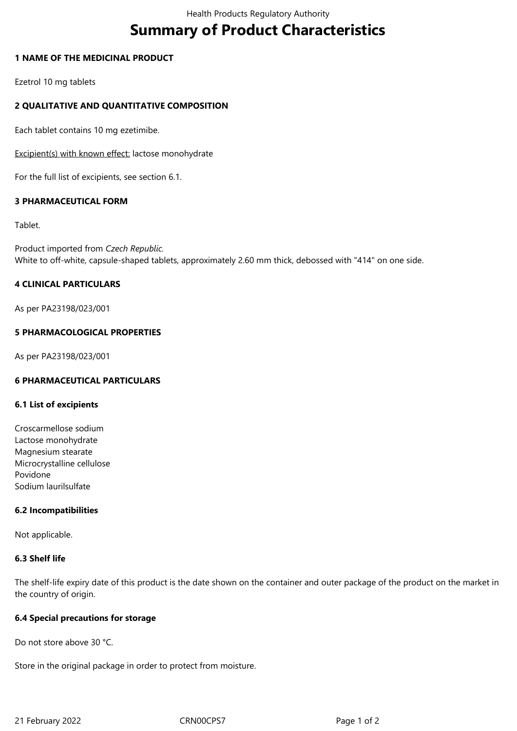# Summary of Product Characteristics

## 1 NAME OF THE MEDICINAL PRODUCT

Ezetrol 10 mg tablets

## 2 QUALITATIVE AND QUANTITATIVE COMPOSITION

Each tablet contains 10 mg ezetimibe.

Excipient(s) with known effect: lactose monohydrate

For the full list of excipients, see section 6.1.

## 3 PHARMACEUTICAL FORM

Tablet.

Product imported from *Czech Republic*.
White to off-white, capsule-shaped tablets, approximately 2.60 mm thick, debossed with "414" on one side.

## 4 CLINICAL PARTICULARS

As per PA23198/023/001

## 5 PHARMACOLOGICAL PROPERTIES

As per PA23198/023/001

## 6 PHARMACEUTICAL PARTICULARS

### 6.1 List of excipients

Croscarmellose sodium
Lactose monohydrate
Magnesium stearate
Microcrystalline cellulose
Povidone
Sodium laurilsulfate

### 6.2 Incompatibilities

Not applicable.

### 6.3 Shelf life

The shelf-life expiry date of this product is the date shown on the container and outer package of the product on the market in the country of origin.

### 6.4 Special precautions for storage

Do not store above 30 °C.

Store in the original package in order to protect from moisture.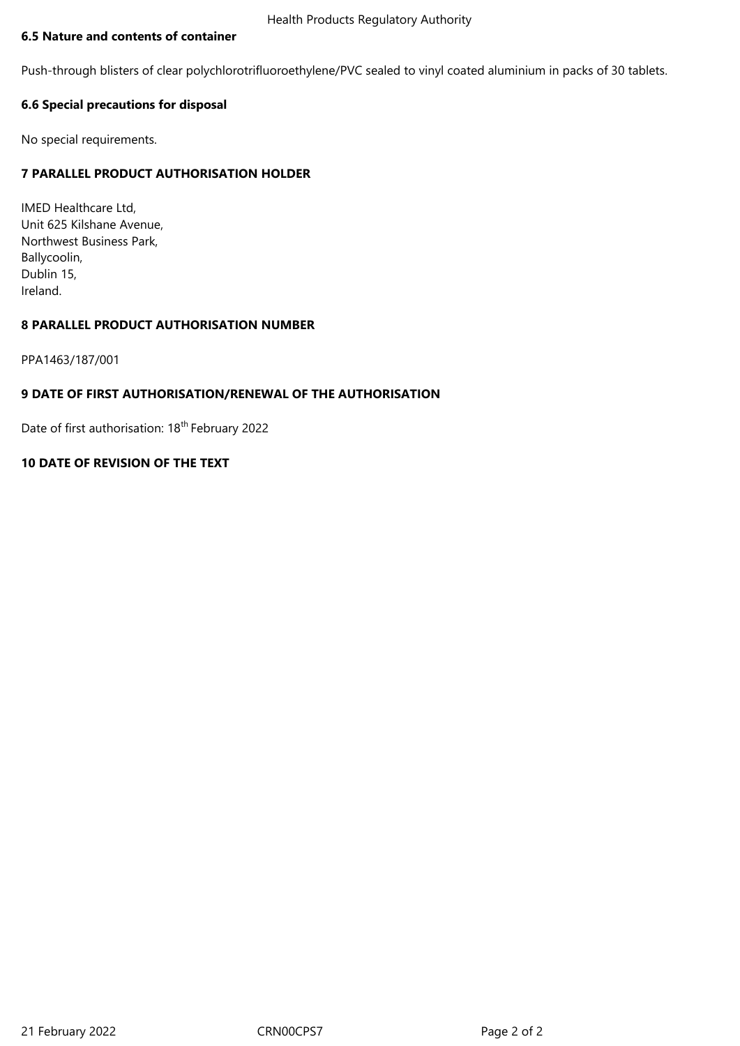### 6.5 Nature and contents of container

Push-through blisters of clear polychlorotrifluoroethylene/PVC sealed to vinyl coated aluminium in packs of 30 tablets.

### 6.6 Special precautions for disposal

No special requirements.

## 7 PARALLEL PRODUCT AUTHORISATION HOLDER

IMED Healthcare Ltd,
Unit 625 Kilshane Avenue,
Northwest Business Park,
Ballycoolin,
Dublin 15,
Ireland.

## 8 PARALLEL PRODUCT AUTHORISATION NUMBER

PPA1463/187/001

## 9 DATE OF FIRST AUTHORISATION/RENEWAL OF THE AUTHORISATION

Date of first authorisation: 18th February 2022

## 10 DATE OF REVISION OF THE TEXT